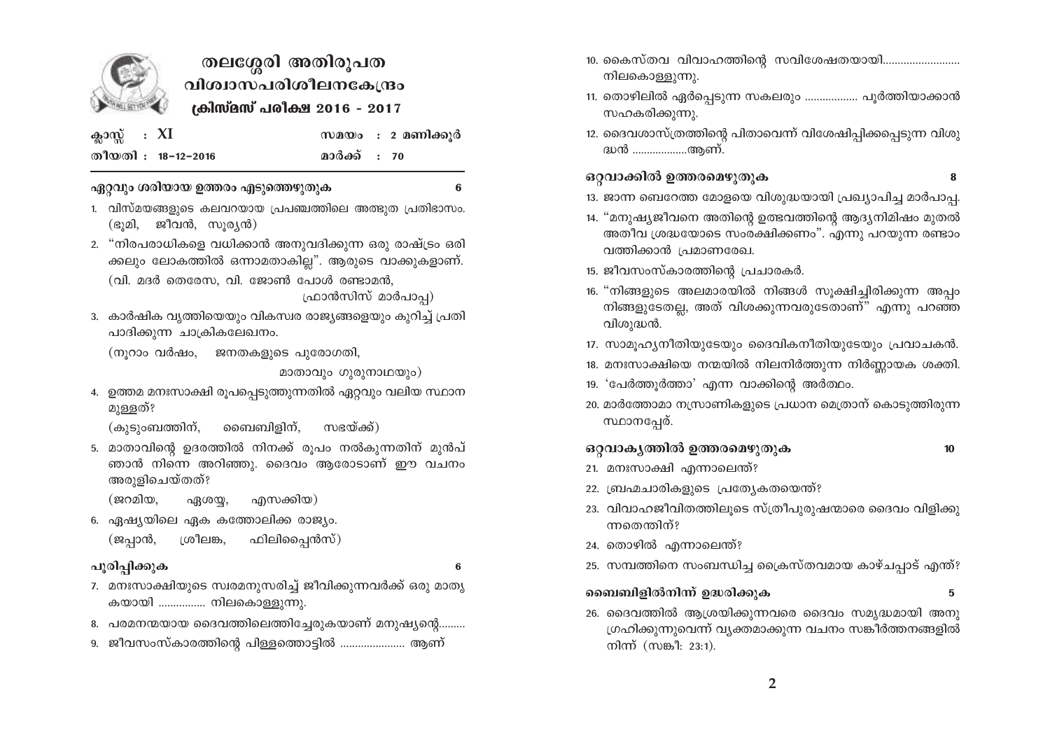# തലശ്ശേരി അതിരൂപത

## വിശ്വാസപരിശീലനകേന്ദ്രം

### ക്രിസ്മസ് പരീക്ഷ 2016 - 2017

| | |
|---|---|
| ക്ലാസ്സ് : XI | സമയം : 2 മണിക്കൂർ |
| തീയതി : 18-12-2016 | മാർക്ക് : 70 |

**ഏറ്റവും ശരിയായ ഉത്തരം എടുത്തെഴുതുക** 6

1. വിസ്മയങ്ങളുടെ കലവറയായ പ്രപഞ്ചത്തിലെ അത്ഭുത പ്രതിഭാസം. (ഭൂമി, ജീവൻ, സൂര്യൻ)
2. "നിരപരാധികളെ വധിക്കാൻ അനുവദിക്കുന്ന ഒരു രാഷ്ട്രം ഒരിക്കലും ലോകത്തിൽ ഒന്നാമതാകില്ല". ആരുടെ വാക്കുകളാണ്. (വി. മദർ തെരേസ, വി. ജോൺ പോൾ രണ്ടാമൻ, ഫ്രാൻസിസ് മാർപാപ്പ)
3. കാർഷിക വൃത്തിയെയും വികസ്വര രാജ്യങ്ങളെയും കുറിച്ച് പ്രതിപാദിക്കുന്ന ചാക്രികലേഖനം. (നൂറാം വർഷം, ജനതകളുടെ പുരോഗതി, മാതാവും ഗുരുനാഥയും)
4. ഉത്തമ മനഃസാക്ഷി രൂപപ്പെടുത്തുന്നതിൽ ഏറ്റവും വലിയ സ്ഥാനമുള്ളത്? (കുടുംബത്തിന്, ബൈബിളിന്, സഭയ്ക്ക്)
5. മാതാവിന്റെ ഉദരത്തിൽ നിനക്ക് രൂപം നൽകുന്നതിന് മുൻപ് ഞാൻ നിന്നെ അറിഞ്ഞു. ദൈവം ആരോടാണ് ഈ വചനം അരുളിചെയ്തത്? (ജറമിയ, ഏശയ്യ, എസക്കിയ)
6. ഏഷ്യയിലെ ഏക കത്തോലിക്ക രാജ്യം. (ജപ്പാൻ, ശ്രീലങ്ക, ഫിലിപ്പൈൻസ്)

**പൂരിപ്പിക്കുക** 6

7. മനഃസാക്ഷിയുടെ സ്വരമനുസരിച്ച് ജീവിക്കുന്നവർക്ക് ഒരു മാതൃകയായി ................ നിലകൊള്ളുന്നു.
8. പരമനന്മയായ ദൈവത്തിലെത്തിച്ചേരുകയാണ് മനുഷ്യന്റെ.........
9. ജീവസംസ്കാരത്തിന്റെ പിള്ളത്തൊട്ടിൽ ...................... ആണ്
10. ക്രൈസ്തവ വിവാഹത്തിന്റെ സവിശേഷതയായി.......................... നിലകൊള്ളുന്നു.
11. തൊഴിലിൽ ഏർപ്പെടുന്ന സകലരും ................. പൂർത്തിയാക്കാൻ സഹകരിക്കുന്നു.
12. ദൈവശാസ്ത്രത്തിന്റെ പിതാവെന്ന് വിശേഷിപ്പിക്കപ്പെടുന്ന വിശുദ്ധൻ ...................ആണ്.

**ഒറ്റവാക്കിൽ ഉത്തരമെഴുതുക** 8

13. ജാന്ന ബെറേത്ത മോളയെ വിശുദ്ധയായി പ്രഖ്യാപിച്ച മാർപാപ്പ.
14. "മനുഷ്യജീവനെ അതിന്റെ ഉത്ഭവത്തിന്റെ ആദ്യനിമിഷം മുതൽ അതീവ ശ്രദ്ധയോടെ സംരക്ഷിക്കണം". എന്നു പറയുന്ന രണ്ടാം വത്തിക്കാൻ പ്രമാണരേഖ.
15. ജീവസംസ്കാരത്തിന്റെ പ്രചാരകർ.
16. "നിങ്ങളുടെ അലമാരയിൽ നിങ്ങൾ സൂക്ഷിച്ചിരിക്കുന്ന അപ്പം നിങ്ങളുടേതല്ല, അത് വിശക്കുന്നവരുടേതാണ്" എന്നു പറഞ്ഞ വിശുദ്ധൻ.
17. സാമൂഹ്യനീതിയുടേയും ദൈവികനീതിയുടേയും പ്രവാചകൻ.
18. മനഃസാക്ഷിയെ നന്മയിൽ നിലനിർത്തുന്ന നിർണ്ണായക ശക്തി.
19. 'പേർത്തൂർത്താ' എന്ന വാക്കിന്റെ അർത്ഥം.
20. മാർത്തോമാ നസ്രാണികളുടെ പ്രധാന മെത്രാന് കൊടുത്തിരുന്ന സ്ഥാനപ്പേര്.

**ഒറ്റവാക്യത്തിൽ ഉത്തരമെഴുതുക** 10

21. മനഃസാക്ഷി എന്നാലെന്ത്?
22. ബ്രഹ്മചാരികളുടെ പ്രത്യേകതയെന്ത്?
23. വിവാഹജീവിതത്തിലൂടെ സ്ത്രീപുരുഷന്മാരെ ദൈവം വിളിക്കുന്നതെന്തിന്?
24. തൊഴിൽ എന്നാലെന്ത്?
25. സമ്പത്തിനെ സംബന്ധിച്ച ക്രൈസ്തവമായ കാഴ്ചപ്പാട് എന്ത്?

**ബൈബിളിൽനിന്ന് ഉദ്ധരിക്കുക** 5

26. ദൈവത്തിൽ ആശ്രയിക്കുന്നവരെ ദൈവം സമൃദ്ധമായി അനുഗ്രഹിക്കുന്നുവെന്ന് വ്യക്തമാക്കുന്ന വചനം സങ്കീർത്തനങ്ങളിൽ നിന്ന് (സങ്കീ: 23:1).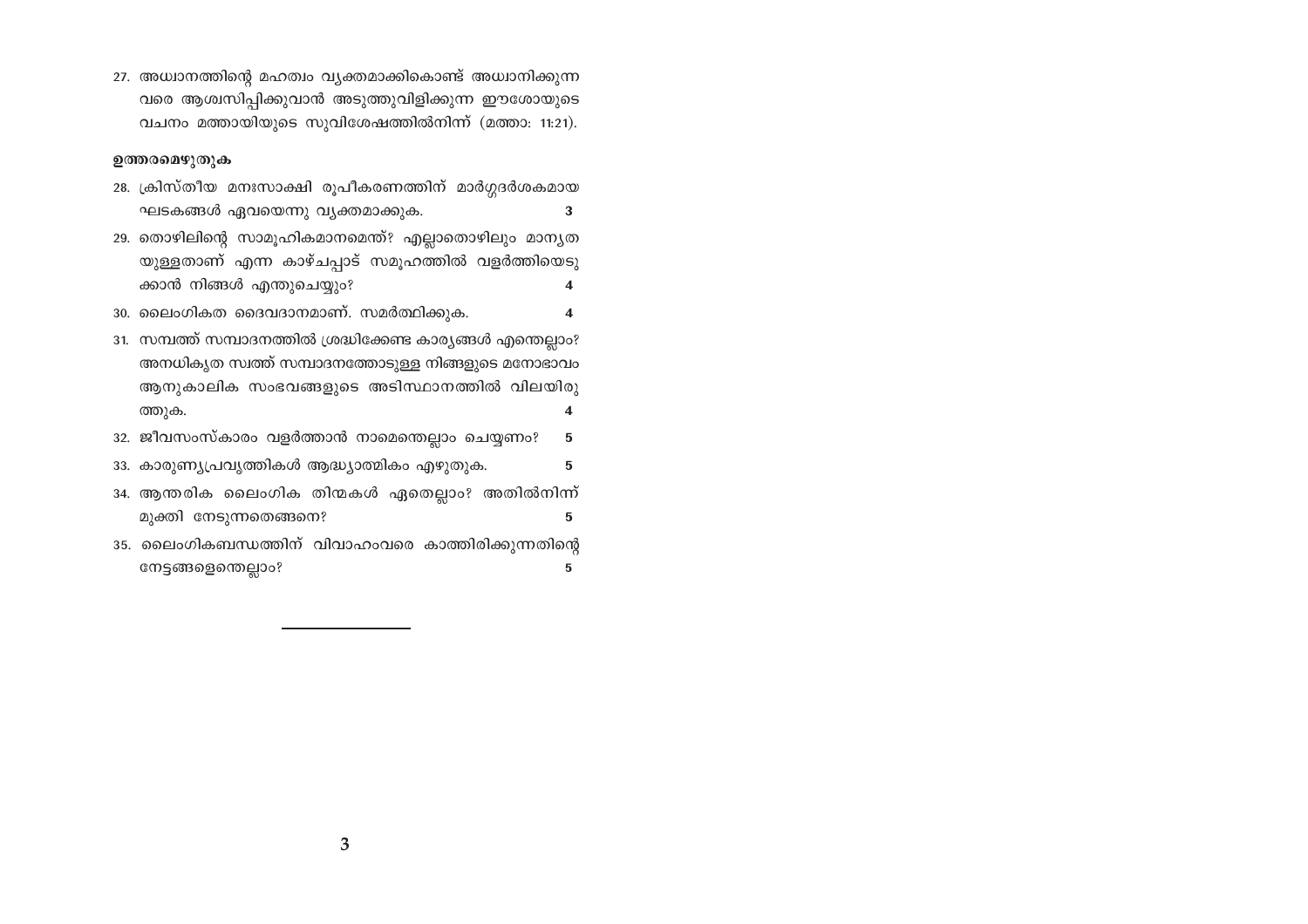27. അധ്വാനത്തിന്റെ മഹത്വം വ്യക്തമാക്കികൊണ്ട് അധ്വാനിക്കുന്നവരെ ആശ്വസിപ്പിക്കുവാൻ അടുത്തുവിളിക്കുന്ന ഈശോയുടെ വചനം മത്തായിയുടെ സുവിശേഷത്തിൽനിന്ന് (മത്താ: 11:21).

**ഉത്തരമെഴുതുക**

28. ക്രിസ്തീയ മനഃസാക്ഷി രൂപീകരണത്തിന് മാർഗ്ഗദർശകമായ ഘടകങ്ങൾ ഏവയെന്നു വ്യക്തമാക്കുക. **3**
29. തൊഴിലിന്റെ സാമൂഹികമാനമെന്ത്? എല്ലാതൊഴിലും മാന്യതയുള്ളതാണ് എന്ന കാഴ്ചപ്പാട് സമൂഹത്തിൽ വളർത്തിയെടുക്കാൻ നിങ്ങൾ എന്തുചെയ്യും? **4**
30. ലൈംഗികത ദൈവദാനമാണ്. സമർത്ഥിക്കുക. **4**
31. സമ്പത്ത് സമ്പാദനത്തിൽ ശ്രദ്ധിക്കേണ്ട കാര്യങ്ങൾ എന്തെല്ലാം? അനധികൃത സ്വത്ത് സമ്പാദനത്തോടുള്ള നിങ്ങളുടെ മനോഭാവം ആനുകാലിക സംഭവങ്ങളുടെ അടിസ്ഥാനത്തിൽ വിലയിരുത്തുക. **4**
32. ജീവസംസ്കാരം വളർത്താൻ നാമെന്തെല്ലാം ചെയ്യണം? **5**
33. കാരുണ്യപ്രവൃത്തികൾ ആദ്ധ്യാത്മികം എഴുതുക. **5**
34. ആന്തരിക ലൈംഗിക തിന്മകൾ ഏതെല്ലാം? അതിൽനിന്ന് മുക്തി നേടുന്നതെങ്ങനെ? **5**
35. ലൈംഗികബന്ധത്തിന് വിവാഹംവരെ കാത്തിരിക്കുന്നതിന്റെ നേട്ടങ്ങളെന്തെല്ലാം? **5**